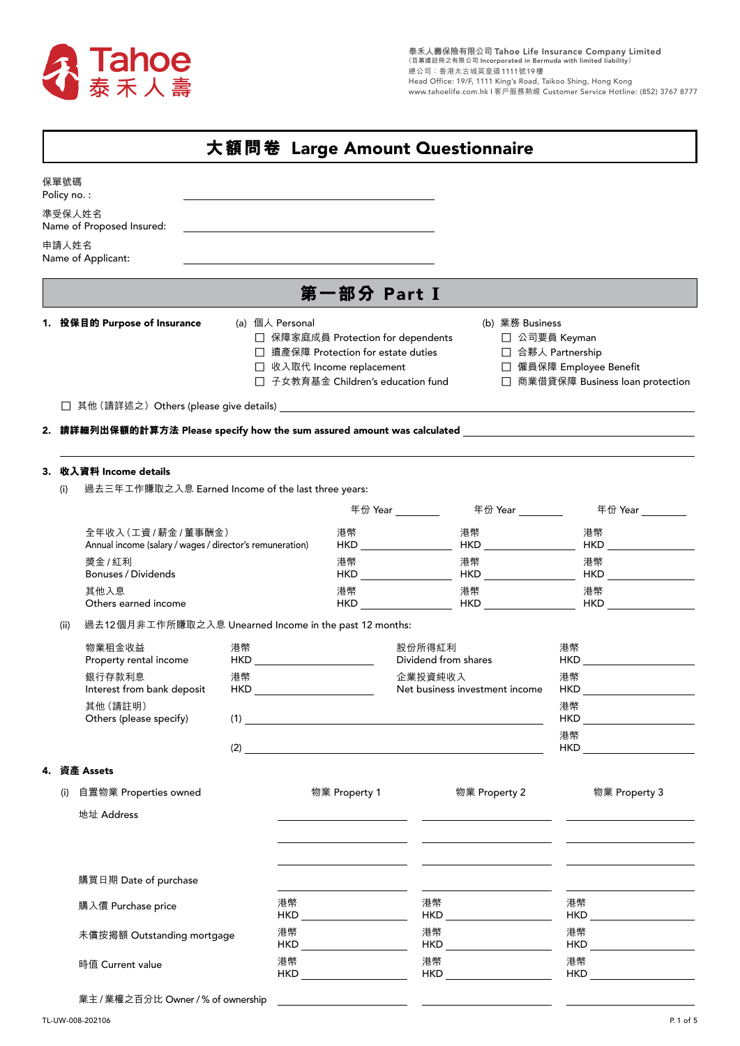泰禾人壽保險有限公司 Tahoe Life Insurance Company Limited
（百慕達註冊之有限公司 Incorporated in Bermuda with limited liability）
總公司：香港太古城英皇道1111號19樓
Head Office: 19/F, 1111 King's Road, Taikoo Shing, Hong Kong
www.tahoelife.com.hk | 客戶服務熱線 Customer Service Hotline: (852) 3767 8777

# 大額問卷 Large Amount Questionnaire

保單號碼
Policy no. : ______________________________

準受保人姓名
Name of Proposed Insured: ______________________________

申請人姓名
Name of Applicant: ______________________________

## 第一部分 Part I

**1. 投保目的 Purpose of Insurance**

(a) 個人 Personal
- ☐ 保障家庭成員 Protection for dependents
- ☐ 遺產保障 Protection for estate duties
- ☐ 收入取代 Income replacement
- ☐ 子女教育基金 Children's education fund

(b) 業務 Business
- ☐ 公司要員 Keyman
- ☐ 合夥人 Partnership
- ☐ 僱員保障 Employee Benefit
- ☐ 商業借貸保障 Business loan protection

☐ 其他（請詳述之）Others (please give details) ______________________________

**2. 請詳細列出保額的計算方法 Please specify how the sum assured amount was calculated** ______________________________

______________________________

**3. 收入資料 Income details**

(i) 過去三年工作賺取之入息 Earned Income of the last three years:

| | 年份 Year ______ | 年份 Year ______ | 年份 Year ______ |
|---|---|---|---|
| 全年收入（工資 / 薪金 / 董事酬金）<br>Annual income (salary / wages / director's remuneration) | 港幣 HKD ______ | 港幣 HKD ______ | 港幣 HKD ______ |
| 獎金 / 紅利<br>Bonuses / Dividends | 港幣 HKD ______ | 港幣 HKD ______ | 港幣 HKD ______ |
| 其他入息<br>Others earned income | 港幣 HKD ______ | 港幣 HKD ______ | 港幣 HKD ______ |

(ii) 過去12個月非工作所賺取之入息 Unearned Income in the past 12 months:

| | | | |
|---|---|---|---|
| 物業租金收益<br>Property rental income | 港幣 HKD ______ | 股份所得紅利<br>Dividend from shares | 港幣 HKD ______ |
| 銀行存款利息<br>Interest from bank deposit | 港幣 HKD ______ | 企業投資純收入<br>Net business investment income | 港幣 HKD ______ |
| 其他（請註明）<br>Others (please specify) | (1) ______________________________ | | 港幣 HKD ______ |
| | (2) ______________________________ | | 港幣 HKD ______ |

**4. 資產 Assets**

(i) 自置物業 Properties owned

| | 物業 Property 1 | 物業 Property 2 | 物業 Property 3 |
|---|---|---|---|
| 地址 Address | ______ | ______ | ______ |
| 購買日期 Date of purchase | ______ | ______ | ______ |
| 購入價 Purchase price | 港幣 HKD ______ | 港幣 HKD ______ | 港幣 HKD ______ |
| 未償按揭額 Outstanding mortgage | 港幣 HKD ______ | 港幣 HKD ______ | 港幣 HKD ______ |
| 時值 Current value | 港幣 HKD ______ | 港幣 HKD ______ | 港幣 HKD ______ |
| 業主 / 業權之百分比 Owner / % of ownership | ______ | ______ | ______ |

TL-UW-008-202106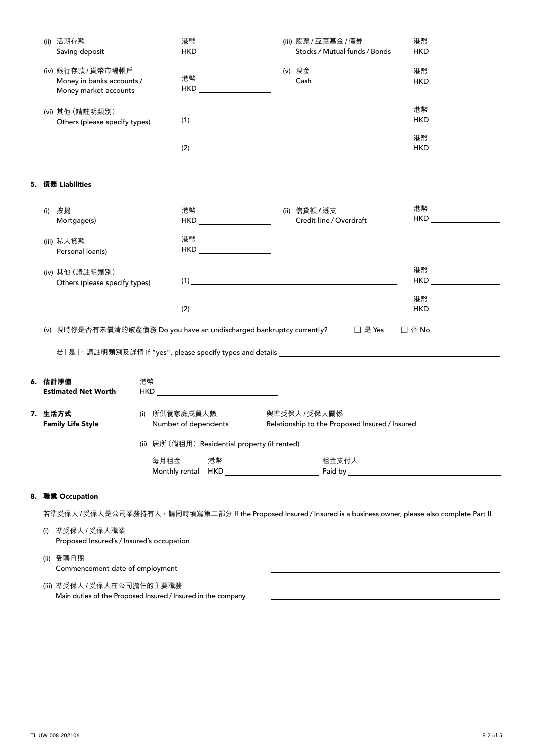(ii) 活期存款
Saving deposit — 港幣 HKD ____________________

(iii) 股票 / 互惠基金 / 債券
Stocks / Mutual funds / Bonds — 港幣 HKD ____________________

(iv) 銀行存款 / 貨幣市場帳戶
Money in banks accounts / Money market accounts — 港幣 HKD ____________________

(v) 現金
Cash — 港幣 HKD ____________________

(vi) 其他（請註明類別）
Others (please specify types)

(1) ____________________________________________ 港幣 HKD ____________________

(2) ____________________________________________ 港幣 HKD ____________________

## 5. 債務 Liabilities

(i) 按揭
Mortgage(s) — 港幣 HKD ____________________

(ii) 信貸額 / 透支
Credit line / Overdraft — 港幣 HKD ____________________

(iii) 私人貸款
Personal loan(s) — 港幣 HKD ____________________

(iv) 其他（請註明類別）
Others (please specify types)

(1) ____________________________________________ 港幣 HKD ____________________

(2) ____________________________________________ 港幣 HKD ____________________

(v) 現時你是否有未償清的破產債務 Do you have an undischarged bankruptcy currently? ☐ 是 Yes ☐ 否 No

若「是」，請註明類別及詳情 If "yes", please specify types and details ____________________________________________

## 6. 估計淨值 Estimated Net Worth

港幣 HKD ____________________

## 7. 生活方式 Family Life Style

(i) 所供養家庭成員人數 Number of dependents ________ 與準受保人 / 受保人關係 Relationship to the Proposed Insured / Insured ____________________

(ii) 居所（倘租用）Residential property (if rented)

每月租金 Monthly rental 港幣 HKD ____________________ 租金支付人 Paid by ____________________

## 8. 職業 Occupation

若準受保人 / 受保人是公司業務持有人，請同時填寫第二部分 If the Proposed Insured / Insured is a business owner, please also complete Part II

(i) 準受保人 / 受保人職業
Proposed Insured's / Insured's occupation ____________________________________________

(ii) 受聘日期
Commencement date of employment ____________________________________________

(iii) 準受保人 / 受保人在公司擔任的主要職務
Main duties of the Proposed Insured / Insured in the company ____________________________________________

TL-UW-008-202106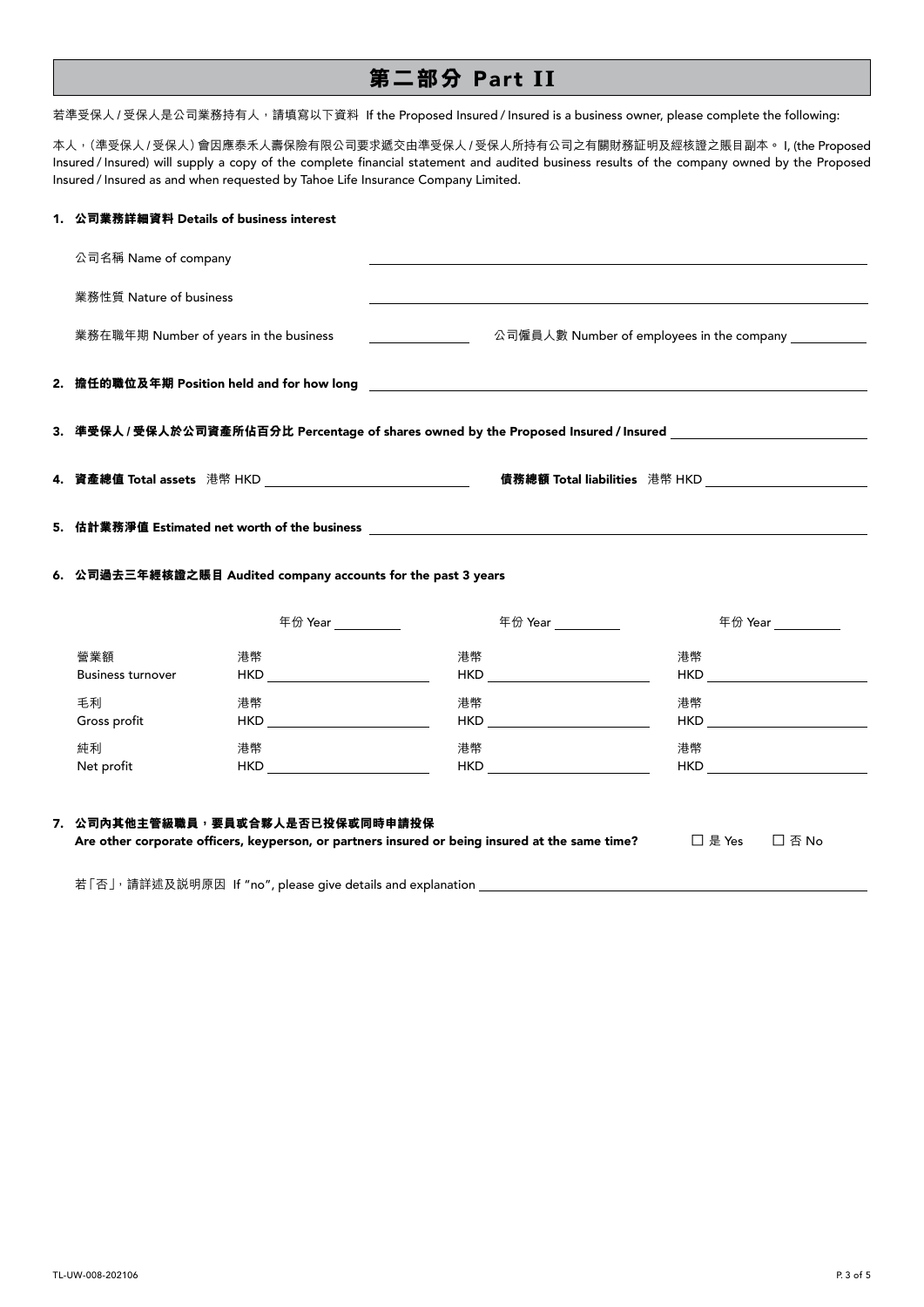# 第二部分 Part II

若準受保人 / 受保人是公司業務持有人，請填寫以下資料 If the Proposed Insured / Insured is a business owner, please complete the following:

本人，（準受保人 / 受保人）會因應泰禾人壽保險有限公司要求遞交由準受保人 / 受保人所持有公司之有關財務証明及經核證之賬目副本。 I, (the Proposed Insured / Insured) will supply a copy of the complete financial statement and audited business results of the company owned by the Proposed Insured / Insured as and when requested by Tahoe Life Insurance Company Limited.

**1. 公司業務詳細資料 Details of business interest**

公司名稱 Name of company ______________________________

業務性質 Nature of business ______________________________

業務在職年期 Number of years in the business __________ 公司僱員人數 Number of employees in the company __________

**2. 擔任的職位及年期 Position held and for how long** ______________________________

**3. 準受保人 / 受保人於公司資產所佔百分比 Percentage of shares owned by the Proposed Insured / Insured** ______________________________

**4. 資產總值 Total assets** 港幣 HKD ______________________________ **債務總額 Total liabilities** 港幣 HKD ______________________________

**5. 估計業務淨值 Estimated net worth of the business** ______________________________

**6. 公司過去三年經核證之賬目 Audited company accounts for the past 3 years**

| | 年份 Year ______ | 年份 Year ______ | 年份 Year ______ |
|---|---|---|---|
| 營業額 Business turnover | 港幣 HKD ______ | 港幣 HKD ______ | 港幣 HKD ______ |
| 毛利 Gross profit | 港幣 HKD ______ | 港幣 HKD ______ | 港幣 HKD ______ |
| 純利 Net profit | 港幣 HKD ______ | 港幣 HKD ______ | 港幣 HKD ______ |

**7. 公司內其他主管級職員，要員或合夥人是否已投保或同時申請投保**
**Are other corporate officers, keyperson, or partners insured or being insured at the same time?** ☐ 是 Yes ☐ 否 No

若「否」，請詳述及說明原因 If "no", please give details and explanation ______________________________

TL-UW-008-202106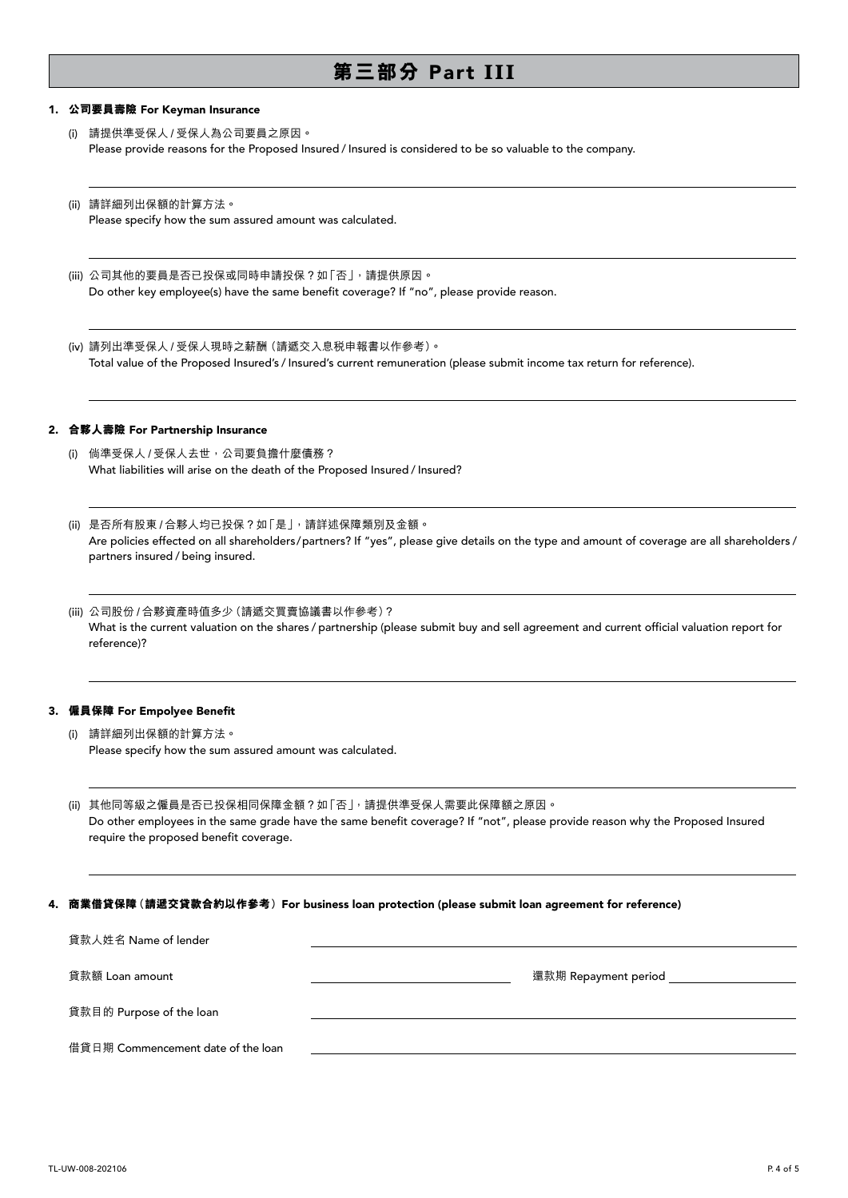# 第三部分 Part III

## 1. 公司要員壽險 For Keyman Insurance

(i) 請提供準受保人 / 受保人為公司要員之原因。
Please provide reasons for the Proposed Insured / Insured is considered to be so valuable to the company.

(ii) 請詳細列出保額的計算方法。
Please specify how the sum assured amount was calculated.

(iii) 公司其他的要員是否已投保或同時申請投保？如「否」，請提供原因。
Do other key employee(s) have the same benefit coverage? If "no", please provide reason.

(iv) 請列出準受保人 / 受保人現時之薪酬（請遞交入息稅申報書以作參考）。
Total value of the Proposed Insured's / Insured's current remuneration (please submit income tax return for reference).

## 2. 合夥人壽險 For Partnership Insurance

(i) 倘準受保人 / 受保人去世，公司要負擔什麼債務？
What liabilities will arise on the death of the Proposed Insured / Insured?

(ii) 是否所有股東 / 合夥人均已投保？如「是」，請詳述保障類別及金額。
Are policies effected on all shareholders / partners? If "yes", please give details on the type and amount of coverage are all shareholders / partners insured / being insured.

(iii) 公司股份 / 合夥資產時值多少（請遞交買賣協議書以作參考）？
What is the current valuation on the shares / partnership (please submit buy and sell agreement and current official valuation report for reference)?

## 3. 僱員保障 For Empolyee Benefit

(i) 請詳細列出保額的計算方法。
Please specify how the sum assured amount was calculated.

(ii) 其他同等級之僱員是否已投保相同保障金額？如「否」，請提供準受保人需要此保障額之原因。
Do other employees in the same grade have the same benefit coverage? If "not", please provide reason why the Proposed Insured require the proposed benefit coverage.

## 4. 商業借貸保障（請遞交貸款合約以作參考）For business loan protection (please submit loan agreement for reference)

貸款人姓名 Name of lender

貸款額 Loan amount　　　　還款期 Repayment period

貸款目的 Purpose of the loan

借貸日期 Commencement date of the loan

TL-UW-008-202106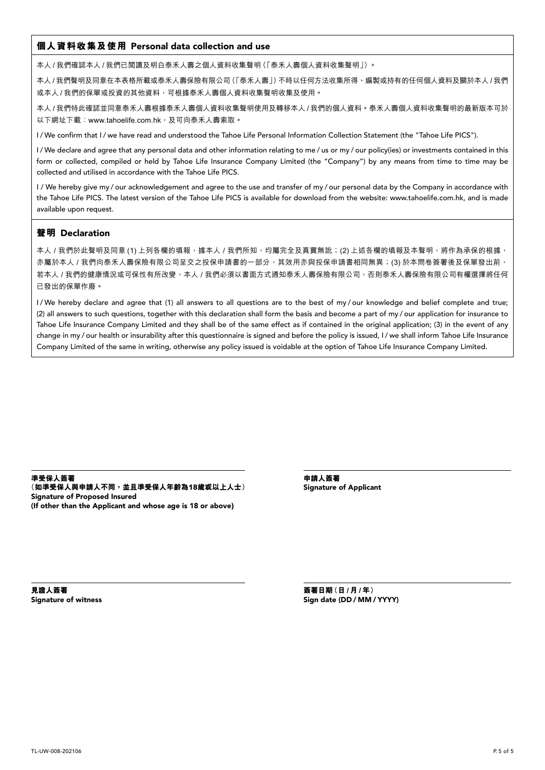## 個人資料收集及使用 Personal data collection and use

本人 / 我們確認本人 / 我們已閱讀及明白泰禾人壽之個人資料收集聲明（「泰禾人壽個人資料收集聲明」）。

本人 / 我們聲明及同意在本表格所載或泰禾人壽保險有限公司（「泰禾人壽」）不時以任何方法收集所得、編製或持有的任何個人資料及關於本人 / 我們或本人 / 我們的保單或投資的其他資料，可根據泰禾人壽個人資料收集聲明收集及使用。

本人 / 我們特此確認並同意泰禾人壽根據泰禾人壽個人資料收集聲明使用及轉移本人 / 我們的個人資料。泰禾人壽個人資料收集聲明的最新版本可於以下網址下載：www.tahoelife.com.hk，及可向泰禾人壽索取。

I / We confirm that I / we have read and understood the Tahoe Life Personal Information Collection Statement (the "Tahoe Life PICS").

I / We declare and agree that any personal data and other information relating to me / us or my / our policy(ies) or investments contained in this form or collected, compiled or held by Tahoe Life Insurance Company Limited (the "Company") by any means from time to time may be collected and utilised in accordance with the Tahoe Life PICS.

I / We hereby give my / our acknowledgement and agree to the use and transfer of my / our personal data by the Company in accordance with the Tahoe Life PICS. The latest version of the Tahoe Life PICS is available for download from the website: www.tahoelife.com.hk, and is made available upon request.

## 聲明 Declaration

本人 / 我們於此聲明及同意 (1) 上列各欄的填報，據本人 / 我們所知，均屬完全及真實無訛；(2) 上述各欄的填報及本聲明，將作為承保的根據，亦屬於本人 / 我們向泰禾人壽保險有限公司呈交之投保申請書的一部分，其效用亦與投保申請書相同無異；(3) 於本問卷簽署後及保單發出前，若本人 / 我們的健康情況或可保性有所改變，本人 / 我們必須以書面方式通知泰禾人壽保險有限公司，否則泰禾人壽保險有限公司有權選擇將任何已發出的保單作廢。

I / We hereby declare and agree that (1) all answers to all questions are to the best of my / our knowledge and belief complete and true; (2) all answers to such questions, together with this declaration shall form the basis and become a part of my / our application for insurance to Tahoe Life Insurance Company Limited and they shall be of the same effect as if contained in the original application; (3) in the event of any change in my / our health or insurability after this questionnaire is signed and before the policy is issued, I / we shall inform Tahoe Life Insurance Company Limited of the same in writing, otherwise any policy issued is voidable at the option of Tahoe Life Insurance Company Limited.

**準受保人簽署**
**（如準受保人與申請人不同，並且準受保人年齡為18歲或以上人士）**
**Signature of Proposed Insured**
**(If other than the Applicant and whose age is 18 or above)**

**申請人簽署**
**Signature of Applicant**

**見證人簽署**
**Signature of witness**

**簽署日期（日 / 月 / 年）**
**Sign date (DD / MM / YYYY)**

TL-UW-008-202106